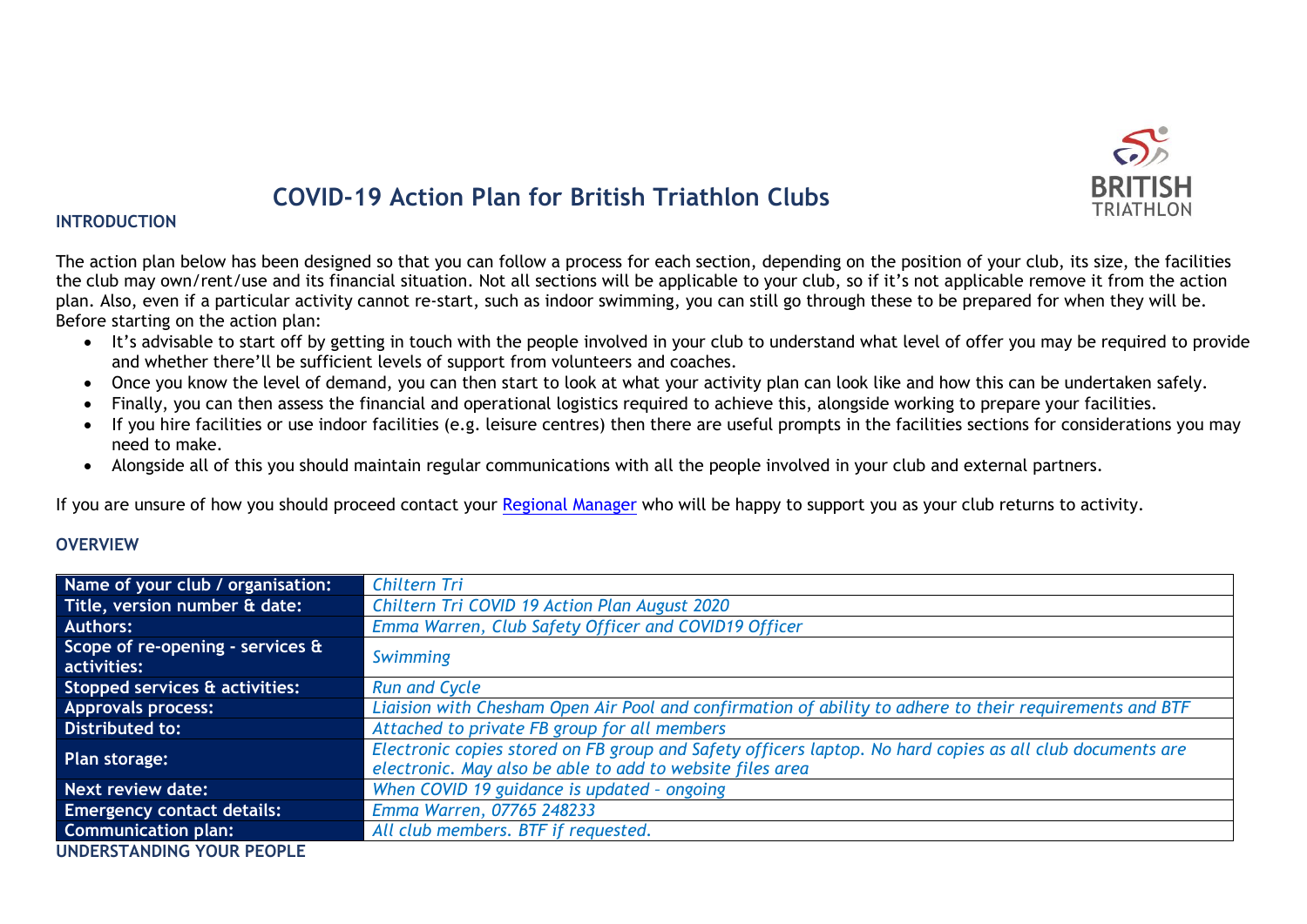# COVID-19 Action Plan for British Triathlon Clubs

## INTRODUCTION

The action plan below has been designed so that you can follow a process for each section, depending on the position of your club, its size, the facilities the club may own/rent/use and its financial situation. Not all sections will be applicable to your club, so if it's not applicable remove it from the action plan. Also, even if a particular activity cannot re-start, such as indoor swimming, you can still go through these to be prepared for when they will be. Before starting on the action plan:

- It's advisable to start off by getting in touch with the people involved in your club to understand what level of offer you may be required to provide and whether there'll be sufficient levels of support from volunteers and coaches.
- Once you know the level of demand, you can then start to look at what your activity plan can look like and how this can be undertaken safely.
- Finally, you can then assess the financial and operational logistics required to achieve this, alongside working to prepare your facilities.
- If you hire facilities or use indoor facilities (e.g. leisure centres) then there are useful prompts in the facilities sections for considerations you may need to make.
- Alongside all of this you should maintain regular communications with all the people involved in your club and external partners.

If you are unsure of how you should proceed contact your [Regional Manager]() who will be happy to support you as your club returns to activity.

## OVERVIEW

| | |
|---|---|
| **Name of your club / organisation:** | *Chiltern Tri* |
| **Title, version number & date:** | *Chiltern Tri COVID 19 Action Plan August 2020* |
| **Authors:** | *Emma Warren, Club Safety Officer and COVID19 Officer* |
| **Scope of re-opening - services & activities:** | *Swimming* |
| **Stopped services & activities:** | *Run and Cycle* |
| **Approvals process:** | *Liaision with Chesham Open Air Pool and confirmation of ability to adhere to their requirements and BTF* |
| **Distributed to:** | *Attached to private FB group for all members* |
| **Plan storage:** | *Electronic copies stored on FB group and Safety officers laptop. No hard copies as all club documents are electronic. May also be able to add to website files area* |
| **Next review date:** | *When COVID 19 guidance is updated - ongoing* |
| **Emergency contact details:** | *Emma Warren, 07765 248233* |
| **Communication plan:** | *All club members. BTF if requested.* |

## UNDERSTANDING YOUR PEOPLE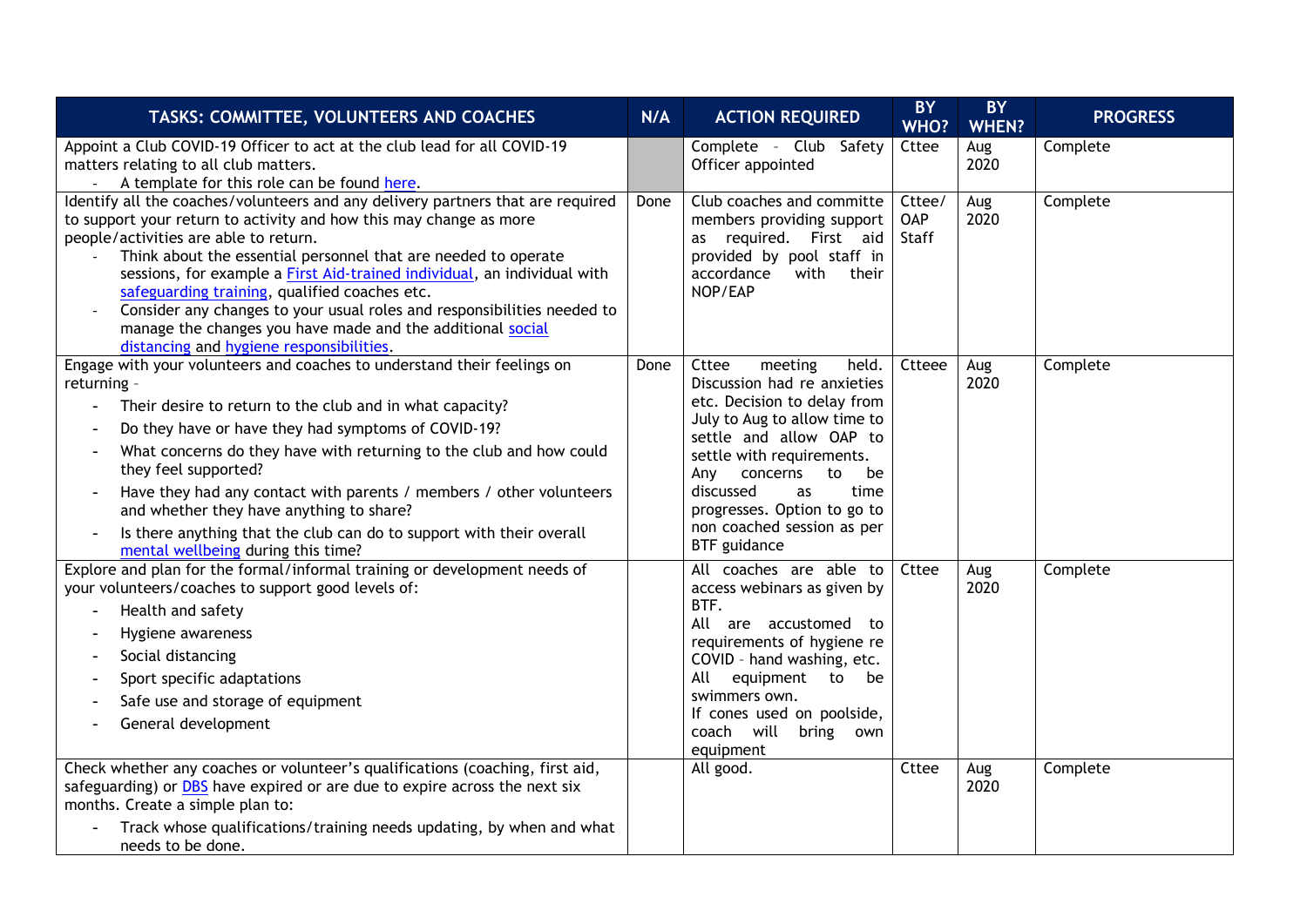| TASKS: COMMITTEE, VOLUNTEERS AND COACHES | N/A | ACTION REQUIRED | BY WHO? | BY WHEN? | PROGRESS |
|---|---|---|---|---|---|
| Appoint a Club COVID-19 Officer to act at the club lead for all COVID-19 matters relating to all club matters.<br>- A template for this role can be found here. | | Complete - Club Safety Officer appointed | Cttee | Aug 2020 | Complete |
| Identify all the coaches/volunteers and any delivery partners that are required to support your return to activity and how this may change as more people/activities are able to return.<br>- Think about the essential personnel that are needed to operate sessions, for example a First Aid-trained individual, an individual with safeguarding training, qualified coaches etc.<br>- Consider any changes to your usual roles and responsibilities needed to manage the changes you have made and the additional social distancing and hygiene responsibilities. | Done | Club coaches and committe members providing support as required. First aid provided by pool staff in accordance with their NOP/EAP | Cttee/ OAP Staff | Aug 2020 | Complete |
| Engage with your volunteers and coaches to understand their feelings on returning –<br>- Their desire to return to the club and in what capacity?<br>- Do they have or have they had symptoms of COVID-19?<br>- What concerns do they have with returning to the club and how could they feel supported?<br>- Have they had any contact with parents / members / other volunteers and whether they have anything to share?<br>- Is there anything that the club can do to support with their overall mental wellbeing during this time? | Done | Cttee meeting held. Discussion had re anxieties etc. Decision to delay from July to Aug to allow time to settle and allow OAP to settle with requirements. Any concerns to be discussed as time progresses. Option to go to non coached session as per BTF guidance | Ctteee | Aug 2020 | Complete |
| Explore and plan for the formal/informal training or development needs of your volunteers/coaches to support good levels of:<br>- Health and safety<br>- Hygiene awareness<br>- Social distancing<br>- Sport specific adaptations<br>- Safe use and storage of equipment<br>- General development | | All coaches are able to access webinars as given by BTF.<br>All are accustomed to requirements of hygiene re COVID – hand washing, etc.<br>All equipment to be swimmers own.<br>If cones used on poolside, coach will bring own equipment | Cttee | Aug 2020 | Complete |
| Check whether any coaches or volunteer's qualifications (coaching, first aid, safeguarding) or DBS have expired or are due to expire across the next six months. Create a simple plan to:<br>- Track whose qualifications/training needs updating, by when and what needs to be done. | | All good. | Cttee | Aug 2020 | Complete |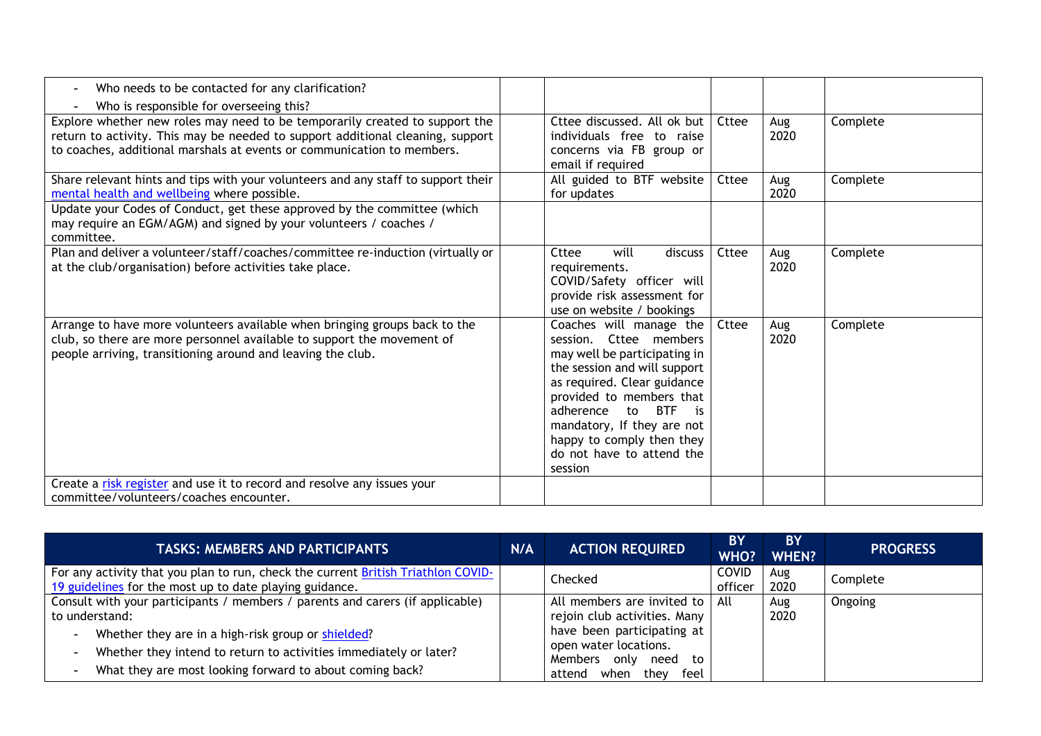| | | | | | |
|---|---|---|---|---|---|
| - Who needs to be contacted for any clarification?<br>- Who is responsible for overseeing this? | | | | | |
| Explore whether new roles may need to be temporarily created to support the return to activity. This may be needed to support additional cleaning, support to coaches, additional marshals at events or communication to members. | | Cttee discussed. All ok but individuals free to raise concerns via FB group or email if required | Cttee | Aug 2020 | Complete |
| Share relevant hints and tips with your volunteers and any staff to support their mental health and wellbeing where possible. | | All guided to BTF website for updates | Cttee | Aug 2020 | Complete |
| Update your Codes of Conduct, get these approved by the committee (which may require an EGM/AGM) and signed by your volunteers / coaches / committee. | | | | | |
| Plan and deliver a volunteer/staff/coaches/committee re-induction (virtually or at the club/organisation) before activities take place. | | Cttee will discuss requirements.<br>COVID/Safety officer will provide risk assessment for use on website / bookings | Cttee | Aug 2020 | Complete |
| Arrange to have more volunteers available when bringing groups back to the club, so there are more personnel available to support the movement of people arriving, transitioning around and leaving the club. | | Coaches will manage the session. Cttee members may well be participating in the session and will support as required. Clear guidance provided to members that adherence to BTF is mandatory, If they are not happy to comply then they do not have to attend the session | Cttee | Aug 2020 | Complete |
| Create a risk register and use it to record and resolve any issues your committee/volunteers/coaches encounter. | | | | | |

| TASKS: MEMBERS AND PARTICIPANTS | N/A | ACTION REQUIRED | BY WHO? | BY WHEN? | PROGRESS |
|---|---|---|---|---|---|
| For any activity that you plan to run, check the current British Triathlon COVID-19 guidelines for the most up to date playing guidance. | | Checked | COVID officer | Aug 2020 | Complete |
| Consult with your participants / members / parents and carers (if applicable) to understand:<br>- Whether they are in a high-risk group or shielded?<br>- Whether they intend to return to activities immediately or later?<br>- What they are most looking forward to about coming back? | | All members are invited to rejoin club activities. Many have been participating at open water locations.<br>Members only need to attend when they feel | All | Aug 2020 | Ongoing |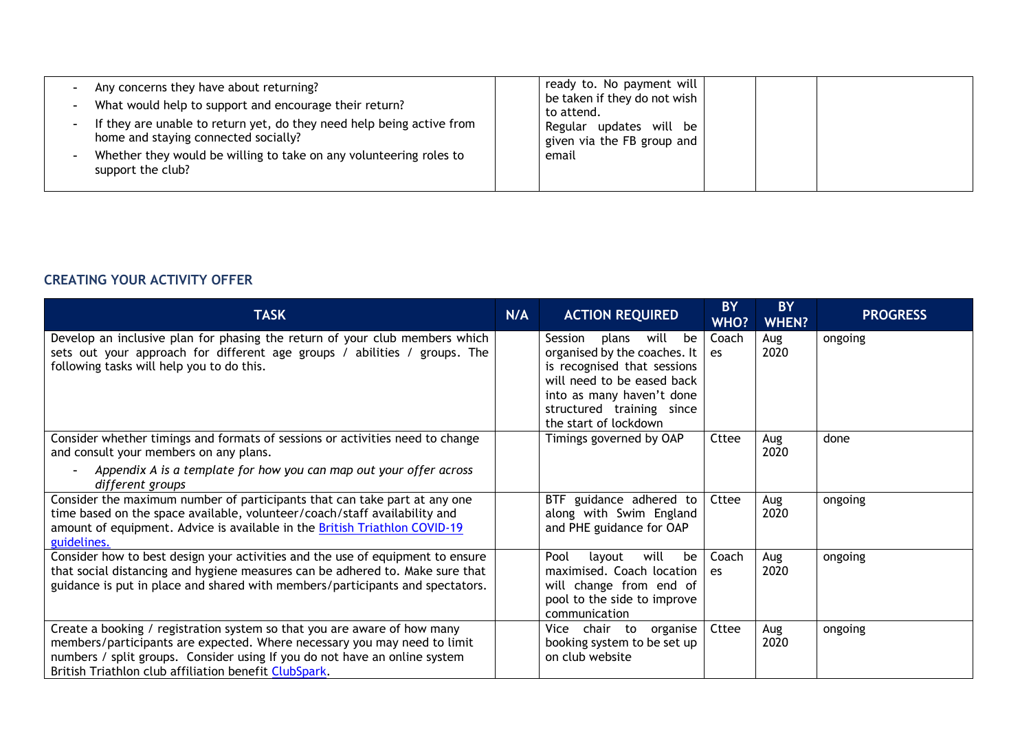| | | | | | |
|---|---|---|---|---|---|
| - Any concerns they have about returning?<br>- What would help to support and encourage their return?<br>- If they are unable to return yet, do they need help being active from home and staying connected socially?<br>- Whether they would be willing to take on any volunteering roles to support the club? | | ready to. No payment will be taken if they do not wish to attend.<br>Regular updates will be given via the FB group and email | | | |

## CREATING YOUR ACTIVITY OFFER

| TASK | N/A | ACTION REQUIRED | BY WHO? | BY WHEN? | PROGRESS |
|---|---|---|---|---|---|
| Develop an inclusive plan for phasing the return of your club members which sets out your approach for different age groups / abilities / groups. The following tasks will help you to do this. | | Session plans will be organised by the coaches. It is recognised that sessions will need to be eased back into as many haven't done structured training since the start of lockdown | Coaches | Aug 2020 | ongoing |
| Consider whether timings and formats of sessions or activities need to change and consult your members on any plans.<br>- *Appendix A is a template for how you can map out your offer across different groups* | | Timings governed by OAP | Cttee | Aug 2020 | done |
| Consider the maximum number of participants that can take part at any one time based on the space available, volunteer/coach/staff availability and amount of equipment. Advice is available in the British Triathlon COVID-19 guidelines. | | BTF guidance adhered to along with Swim England and PHE guidance for OAP | Cttee | Aug 2020 | ongoing |
| Consider how to best design your activities and the use of equipment to ensure that social distancing and hygiene measures can be adhered to. Make sure that guidance is put in place and shared with members/participants and spectators. | | Pool layout will be maximised. Coach location will change from end of pool to the side to improve communication | Coaches | Aug 2020 | ongoing |
| Create a booking / registration system so that you are aware of how many members/participants are expected. Where necessary you may need to limit numbers / split groups. Consider using If you do not have an online system British Triathlon club affiliation benefit ClubSpark. | | Vice chair to organise booking system to be set up on club website | Cttee | Aug 2020 | ongoing |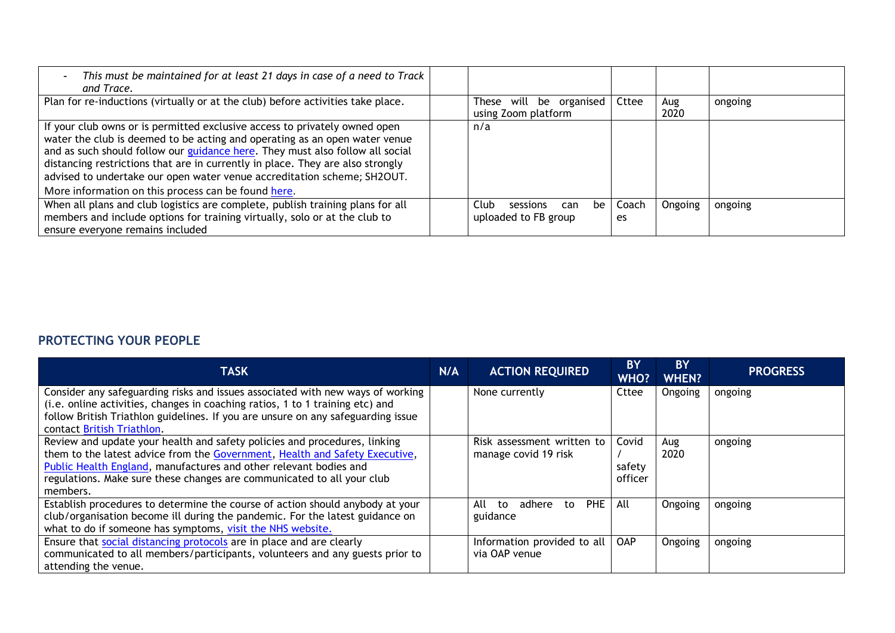| | | | | | |
|---|---|---|---|---|---|
| - *This must be maintained for at least 21 days in case of a need to Track and Trace.* | | | | | |
| Plan for re-inductions (virtually or at the club) before activities take place. | | These will be organised using Zoom platform | Cttee | Aug 2020 | ongoing |
| If your club owns or is permitted exclusive access to privately owned open water the club is deemed to be acting and operating as an open water venue and as such should follow our guidance here. They must also follow all social distancing restrictions that are in currently in place. They are also strongly advised to undertake our open water venue accreditation scheme; SH2OUT. More information on this process can be found here. | | n/a | | | |
| When all plans and club logistics are complete, publish training plans for all members and include options for training virtually, solo or at the club to ensure everyone remains included | | Club sessions can be uploaded to FB group | Coaches | Ongoing | ongoing |

## PROTECTING YOUR PEOPLE

| TASK | N/A | ACTION REQUIRED | BY WHO? | BY WHEN? | PROGRESS |
|---|---|---|---|---|---|
| Consider any safeguarding risks and issues associated with new ways of working (i.e. online activities, changes in coaching ratios, 1 to 1 training etc) and follow British Triathlon guidelines. If you are unsure on any safeguarding issue contact British Triathlon. | | None currently | Cttee | Ongoing | ongoing |
| Review and update your health and safety policies and procedures, linking them to the latest advice from the Government, Health and Safety Executive, Public Health England, manufactures and other relevant bodies and regulations. Make sure these changes are communicated to all your club members. | | Risk assessment written to manage covid 19 risk | Covid / safety officer | Aug 2020 | ongoing |
| Establish procedures to determine the course of action should anybody at your club/organisation become ill during the pandemic. For the latest guidance on what to do if someone has symptoms, visit the NHS website. | | All to adhere to PHE guidance | All | Ongoing | ongoing |
| Ensure that social distancing protocols are in place and are clearly communicated to all members/participants, volunteers and any guests prior to attending the venue. | | Information provided to all via OAP venue | OAP | Ongoing | ongoing |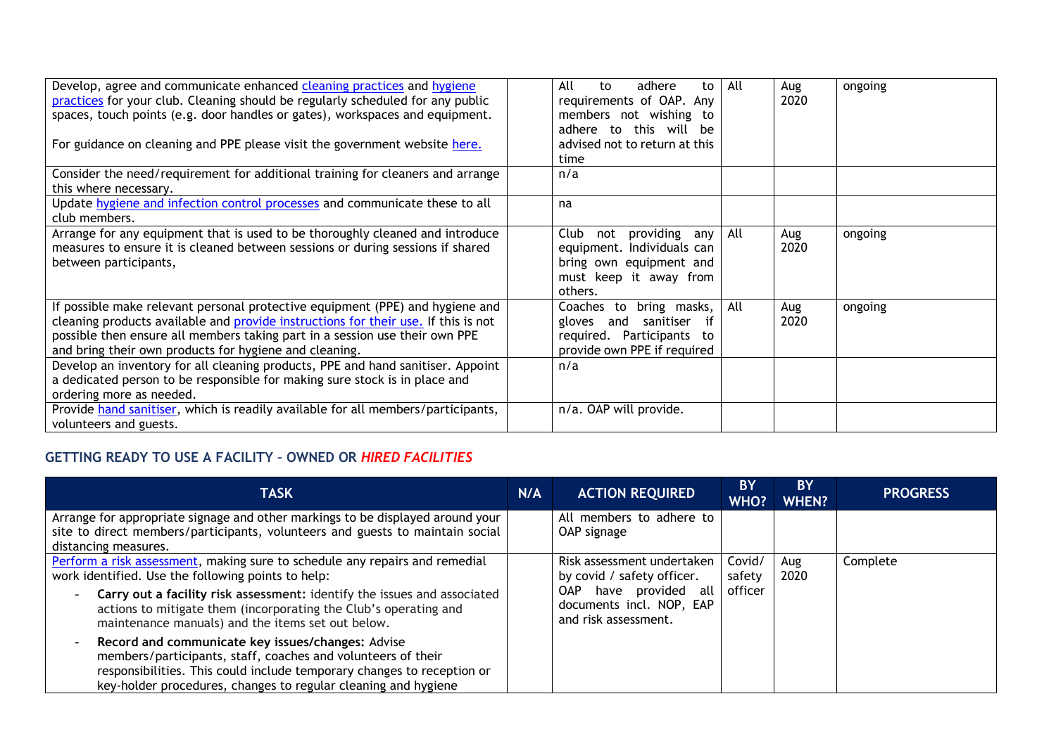| | | | | | |
|---|---|---|---|---|---|
| Develop, agree and communicate enhanced cleaning practices and hygiene practices for your club. Cleaning should be regularly scheduled for any public spaces, touch points (e.g. door handles or gates), workspaces and equipment.<br><br>For guidance on cleaning and PPE please visit the government website here. | | All to adhere to requirements of OAP. Any members not wishing to adhere to this will be advised not to return at this time | All | Aug 2020 | ongoing |
| Consider the need/requirement for additional training for cleaners and arrange this where necessary. | | n/a | | | |
| Update hygiene and infection control processes and communicate these to all club members. | | na | | | |
| Arrange for any equipment that is used to be thoroughly cleaned and introduce measures to ensure it is cleaned between sessions or during sessions if shared between participants, | | Club not providing any equipment. Individuals can bring own equipment and must keep it away from others. | All | Aug 2020 | ongoing |
| If possible make relevant personal protective equipment (PPE) and hygiene and cleaning products available and provide instructions for their use. If this is not possible then ensure all members taking part in a session use their own PPE and bring their own products for hygiene and cleaning. | | Coaches to bring masks, gloves and sanitiser if required. Participants to provide own PPE if required | All | Aug 2020 | ongoing |
| Develop an inventory for all cleaning products, PPE and hand sanitiser. Appoint a dedicated person to be responsible for making sure stock is in place and ordering more as needed. | | n/a | | | |
| Provide hand sanitiser, which is readily available for all members/participants, volunteers and guests. | | n/a. OAP will provide. | | | |

## GETTING READY TO USE A FACILITY – OWNED OR *HIRED FACILITIES*

| TASK | N/A | ACTION REQUIRED | BY WHO? | BY WHEN? | PROGRESS |
|---|---|---|---|---|---|
| Arrange for appropriate signage and other markings to be displayed around your site to direct members/participants, volunteers and guests to maintain social distancing measures. | | All members to adhere to OAP signage | | | |
| Perform a risk assessment, making sure to schedule any repairs and remedial work identified. Use the following points to help:<br>- **Carry out a facility risk assessment:** identify the issues and associated actions to mitigate them (incorporating the Club's operating and maintenance manuals) and the items set out below.<br>- **Record and communicate key issues/changes:** Advise members/participants, staff, coaches and volunteers of their responsibilities. This could include temporary changes to reception or key-holder procedures, changes to regular cleaning and hygiene | | Risk assessment undertaken by covid / safety officer. OAP have provided all documents incl. NOP, EAP and risk assessment. | Covid/ safety officer | Aug 2020 | Complete |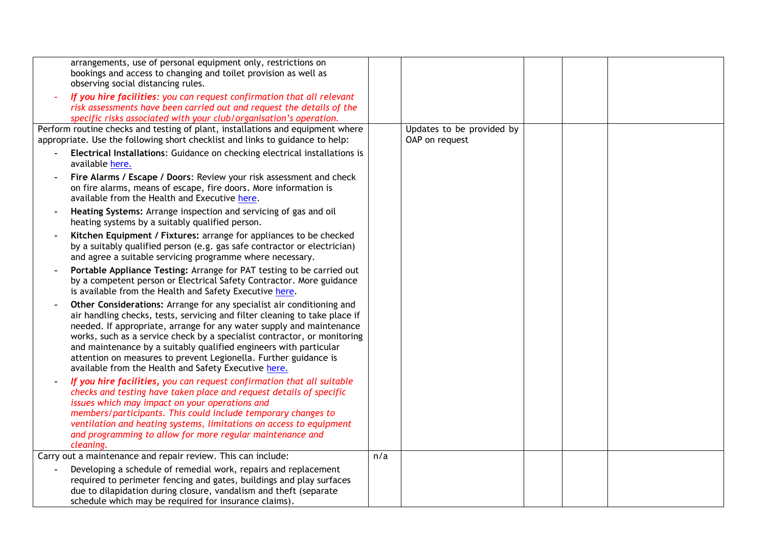| | | | | | |
|---|---|---|---|---|---|
| arrangements, use of personal equipment only, restrictions on bookings and access to changing and toilet provision as well as observing social distancing rules.<br><br>- *If you hire facilities: you can request confirmation that all relevant risk assessments have been carried out and request the details of the specific risks associated with your club/organisation's operation.* | | | | | |
| Perform routine checks and testing of plant, installations and equipment where appropriate. Use the following short checklist and links to guidance to help:<br><br>- **Electrical Installations**: Guidance on checking electrical installations is available here.<br>- **Fire Alarms / Escape / Doors**: Review your risk assessment and check on fire alarms, means of escape, fire doors. More information is available from the Health and Executive here.<br>- **Heating Systems:** Arrange inspection and servicing of gas and oil heating systems by a suitably qualified person.<br>- **Kitchen Equipment / Fixtures:** arrange for appliances to be checked by a suitably qualified person (e.g. gas safe contractor or electrician) and agree a suitable servicing programme where necessary.<br>- **Portable Appliance Testing:** Arrange for PAT testing to be carried out by a competent person or Electrical Safety Contractor. More guidance is available from the Health and Safety Executive here.<br>- **Other Considerations:** Arrange for any specialist air conditioning and air handling checks, tests, servicing and filter cleaning to take place if needed. If appropriate, arrange for any water supply and maintenance works, such as a service check by a specialist contractor, or monitoring and maintenance by a suitably qualified engineers with particular attention on measures to prevent Legionella. Further guidance is available from the Health and Safety Executive here.<br>- ***If you hire facilities,*** *you can request confirmation that all suitable checks and testing have taken place and request details of specific issues which may impact on your operations and members/participants. This could include temporary changes to ventilation and heating systems, limitations on access to equipment and programming to allow for more regular maintenance and cleaning.* | | Updates to be provided by OAP on request | | | |
| Carry out a maintenance and repair review. This can include:<br><br>- Developing a schedule of remedial work, repairs and replacement required to perimeter fencing and gates, buildings and play surfaces due to dilapidation during closure, vandalism and theft (separate schedule which may be required for insurance claims). | n/a | | | | |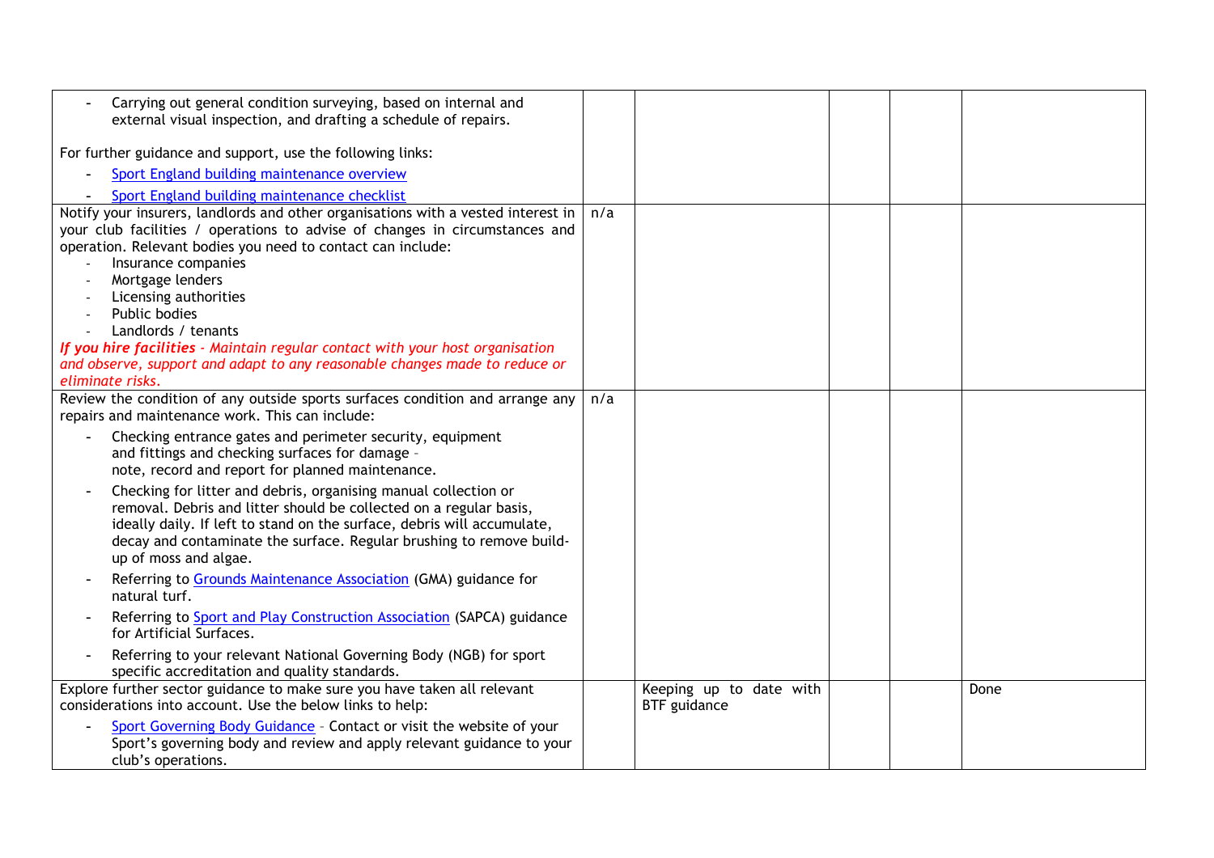| | | | | | |
|---|---|---|---|---|---|
| - Carrying out general condition surveying, based on internal and external visual inspection, and drafting a schedule of repairs.<br><br>For further guidance and support, use the following links:<br>- Sport England building maintenance overview<br>- Sport England building maintenance checklist | | | | | |
| Notify your insurers, landlords and other organisations with a vested interest in your club facilities / operations to advise of changes in circumstances and operation. Relevant bodies you need to contact can include:<br>- Insurance companies<br>- Mortgage lenders<br>- Licensing authorities<br>- Public bodies<br>- Landlords / tenants<br>***If you hire facilities** - Maintain regular contact with your host organisation and observe, support and adapt to any reasonable changes made to reduce or eliminate risks.* | n/a | | | | |
| Review the condition of any outside sports surfaces condition and arrange any repairs and maintenance work. This can include:<br>- Checking entrance gates and perimeter security, equipment and fittings and checking surfaces for damage – note, record and report for planned maintenance.<br>- Checking for litter and debris, organising manual collection or removal. Debris and litter should be collected on a regular basis, ideally daily. If left to stand on the surface, debris will accumulate, decay and contaminate the surface. Regular brushing to remove build-up of moss and algae.<br>- Referring to Grounds Maintenance Association (GMA) guidance for natural turf.<br>- Referring to Sport and Play Construction Association (SAPCA) guidance for Artificial Surfaces.<br>- Referring to your relevant National Governing Body (NGB) for sport specific accreditation and quality standards. | n/a | | | | |
| Explore further sector guidance to make sure you have taken all relevant considerations into account. Use the below links to help:<br>- Sport Governing Body Guidance – Contact or visit the website of your Sport's governing body and review and apply relevant guidance to your club's operations. | | Keeping up to date with BTF guidance | | | Done |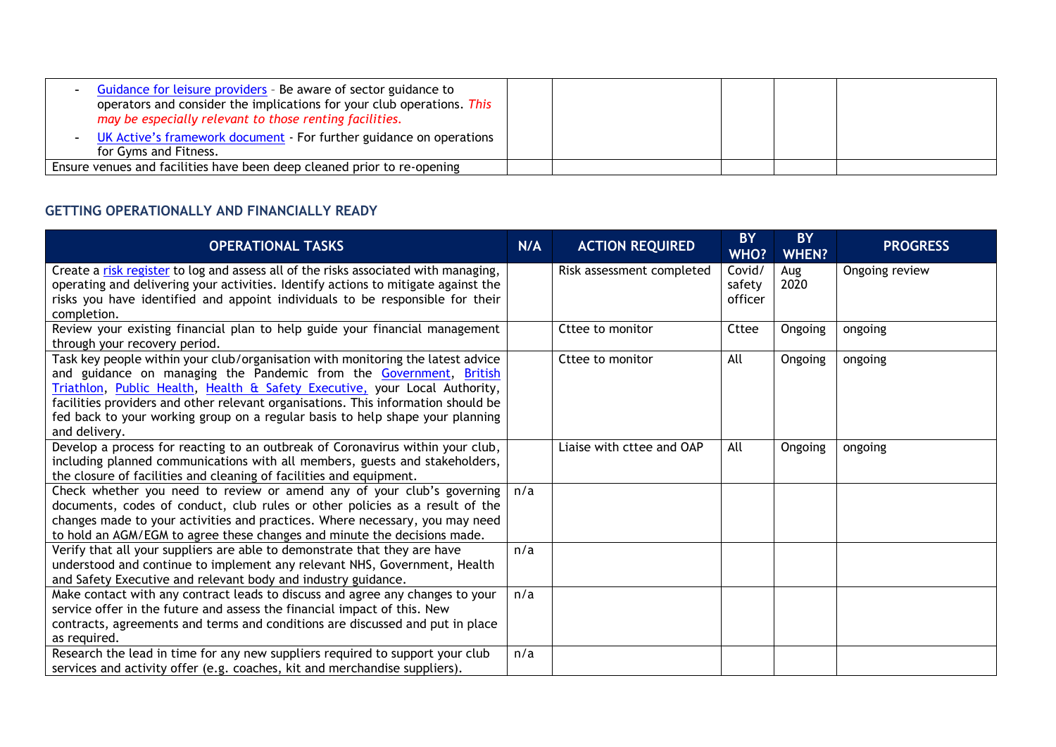| | | | | | |
|---|---|---|---|---|---|
| - Guidance for leisure providers - Be aware of sector guidance to operators and consider the implications for your club operations. *This may be especially relevant to those renting facilities.*<br>- UK Active's framework document - For further guidance on operations for Gyms and Fitness. | | | | | |
| Ensure venues and facilities have been deep cleaned prior to re-opening | | | | | |

## GETTING OPERATIONALLY AND FINANCIALLY READY

| OPERATIONAL TASKS | N/A | ACTION REQUIRED | BY WHO? | BY WHEN? | PROGRESS |
|---|---|---|---|---|---|
| Create a risk register to log and assess all of the risks associated with managing, operating and delivering your activities. Identify actions to mitigate against the risks you have identified and appoint individuals to be responsible for their completion. | | Risk assessment completed | Covid/ safety officer | Aug 2020 | Ongoing review |
| Review your existing financial plan to help guide your financial management through your recovery period. | | Cttee to monitor | Cttee | Ongoing | ongoing |
| Task key people within your club/organisation with monitoring the latest advice and guidance on managing the Pandemic from the Government, British Triathlon, Public Health, Health & Safety Executive, your Local Authority, facilities providers and other relevant organisations. This information should be fed back to your working group on a regular basis to help shape your planning and delivery. | | Cttee to monitor | All | Ongoing | ongoing |
| Develop a process for reacting to an outbreak of Coronavirus within your club, including planned communications with all members, guests and stakeholders, the closure of facilities and cleaning of facilities and equipment. | | Liaise with cttee and OAP | All | Ongoing | ongoing |
| Check whether you need to review or amend any of your club's governing documents, codes of conduct, club rules or other policies as a result of the changes made to your activities and practices. Where necessary, you may need to hold an AGM/EGM to agree these changes and minute the decisions made. | n/a | | | | |
| Verify that all your suppliers are able to demonstrate that they are have understood and continue to implement any relevant NHS, Government, Health and Safety Executive and relevant body and industry guidance. | n/a | | | | |
| Make contact with any contract leads to discuss and agree any changes to your service offer in the future and assess the financial impact of this. New contracts, agreements and terms and conditions are discussed and put in place as required. | n/a | | | | |
| Research the lead in time for any new suppliers required to support your club services and activity offer (e.g. coaches, kit and merchandise suppliers). | n/a | | | | |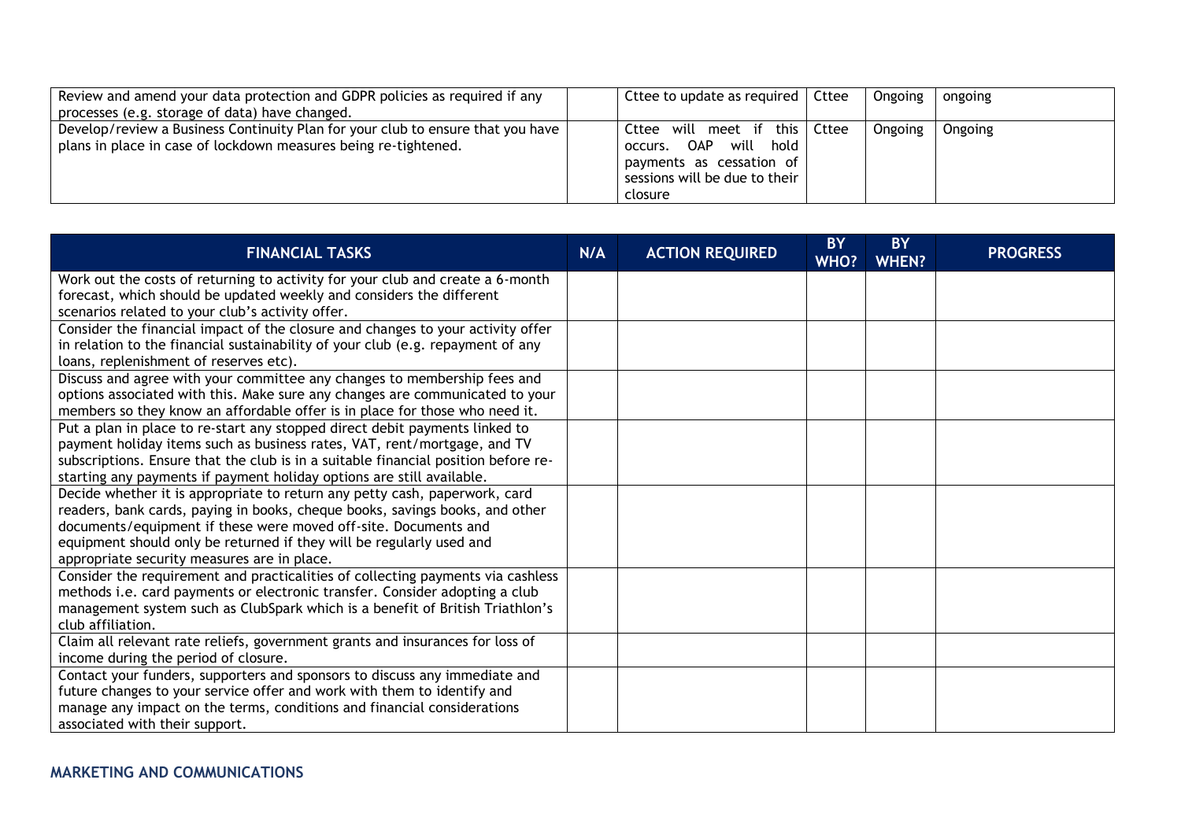| | N/A | ACTION REQUIRED | BY WHO? | BY WHEN? | PROGRESS |
|---|---|---|---|---|---|
| Review and amend your data protection and GDPR policies as required if any processes (e.g. storage of data) have changed. | | Cttee to update as required | Cttee | Ongoing | ongoing |
| Develop/review a Business Continuity Plan for your club to ensure that you have plans in place in case of lockdown measures being re-tightened. | | Cttee will meet if this occurs. OAP will hold payments as cessation of sessions will be due to their closure | Cttee | Ongoing | Ongoing |

| FINANCIAL TASKS | N/A | ACTION REQUIRED | BY WHO? | BY WHEN? | PROGRESS |
|---|---|---|---|---|---|
| Work out the costs of returning to activity for your club and create a 6-month forecast, which should be updated weekly and considers the different scenarios related to your club's activity offer. | | | | | |
| Consider the financial impact of the closure and changes to your activity offer in relation to the financial sustainability of your club (e.g. repayment of any loans, replenishment of reserves etc). | | | | | |
| Discuss and agree with your committee any changes to membership fees and options associated with this. Make sure any changes are communicated to your members so they know an affordable offer is in place for those who need it. | | | | | |
| Put a plan in place to re-start any stopped direct debit payments linked to payment holiday items such as business rates, VAT, rent/mortgage, and TV subscriptions. Ensure that the club is in a suitable financial position before re-starting any payments if payment holiday options are still available. | | | | | |
| Decide whether it is appropriate to return any petty cash, paperwork, card readers, bank cards, paying in books, cheque books, savings books, and other documents/equipment if these were moved off-site. Documents and equipment should only be returned if they will be regularly used and appropriate security measures are in place. | | | | | |
| Consider the requirement and practicalities of collecting payments via cashless methods i.e. card payments or electronic transfer. Consider adopting a club management system such as ClubSpark which is a benefit of British Triathlon's club affiliation. | | | | | |
| Claim all relevant rate reliefs, government grants and insurances for loss of income during the period of closure. | | | | | |
| Contact your funders, supporters and sponsors to discuss any immediate and future changes to your service offer and work with them to identify and manage any impact on the terms, conditions and financial considerations associated with their support. | | | | | |

## MARKETING AND COMMUNICATIONS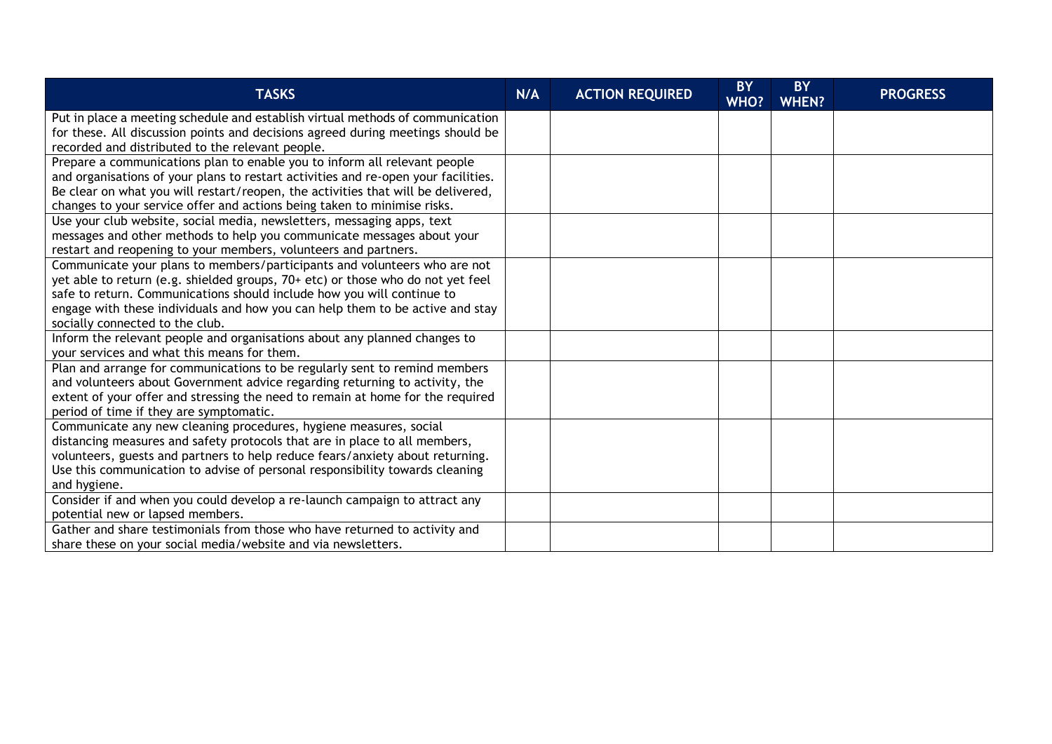| TASKS | N/A | ACTION REQUIRED | BY WHO? | BY WHEN? | PROGRESS |
|---|---|---|---|---|---|
| Put in place a meeting schedule and establish virtual methods of communication for these. All discussion points and decisions agreed during meetings should be recorded and distributed to the relevant people. | | | | | |
| Prepare a communications plan to enable you to inform all relevant people and organisations of your plans to restart activities and re-open your facilities. Be clear on what you will restart/reopen, the activities that will be delivered, changes to your service offer and actions being taken to minimise risks. | | | | | |
| Use your club website, social media, newsletters, messaging apps, text messages and other methods to help you communicate messages about your restart and reopening to your members, volunteers and partners. | | | | | |
| Communicate your plans to members/participants and volunteers who are not yet able to return (e.g. shielded groups, 70+ etc) or those who do not yet feel safe to return. Communications should include how you will continue to engage with these individuals and how you can help them to be active and stay socially connected to the club. | | | | | |
| Inform the relevant people and organisations about any planned changes to your services and what this means for them. | | | | | |
| Plan and arrange for communications to be regularly sent to remind members and volunteers about Government advice regarding returning to activity, the extent of your offer and stressing the need to remain at home for the required period of time if they are symptomatic. | | | | | |
| Communicate any new cleaning procedures, hygiene measures, social distancing measures and safety protocols that are in place to all members, volunteers, guests and partners to help reduce fears/anxiety about returning. Use this communication to advise of personal responsibility towards cleaning and hygiene. | | | | | |
| Consider if and when you could develop a re-launch campaign to attract any potential new or lapsed members. | | | | | |
| Gather and share testimonials from those who have returned to activity and share these on your social media/website and via newsletters. | | | | | |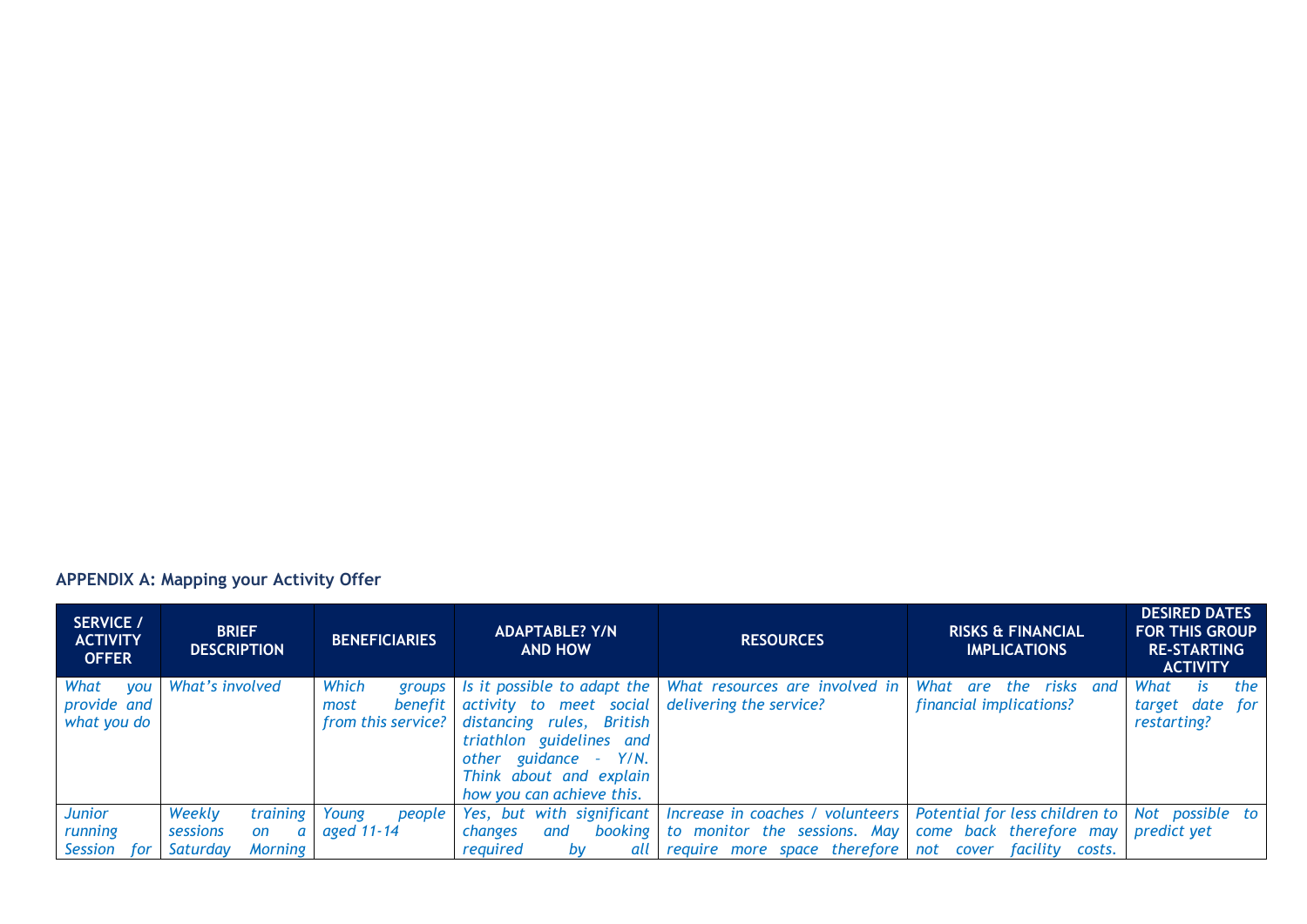**APPENDIX A: Mapping your Activity Offer**

| SERVICE / ACTIVITY OFFER | BRIEF DESCRIPTION | BENEFICIARIES | ADAPTABLE? Y/N AND HOW | RESOURCES | RISKS & FINANCIAL IMPLICATIONS | DESIRED DATES FOR THIS GROUP RE-STARTING ACTIVITY |
|---|---|---|---|---|---|---|
| *What you provide and what you do* | *What's involved* | *Which groups most benefit from this service?* | *Is it possible to adapt the activity to meet social distancing rules, British triathlon guidelines and other guidance - Y/N. Think about and explain how you can achieve this.* | *What resources are involved in delivering the service?* | *What are the risks and financial implications?* | *What is the target date for restarting?* |
| *Junior running Session for* | *Weekly training sessions on a Saturday Morning* | *Young people aged 11-14* | *Yes, but with significant changes and booking required by all* | *Increase in coaches / volunteers to monitor the sessions. May require more space therefore* | *Potential for less children to come back therefore may not cover facility costs.* | *Not possible to predict yet* |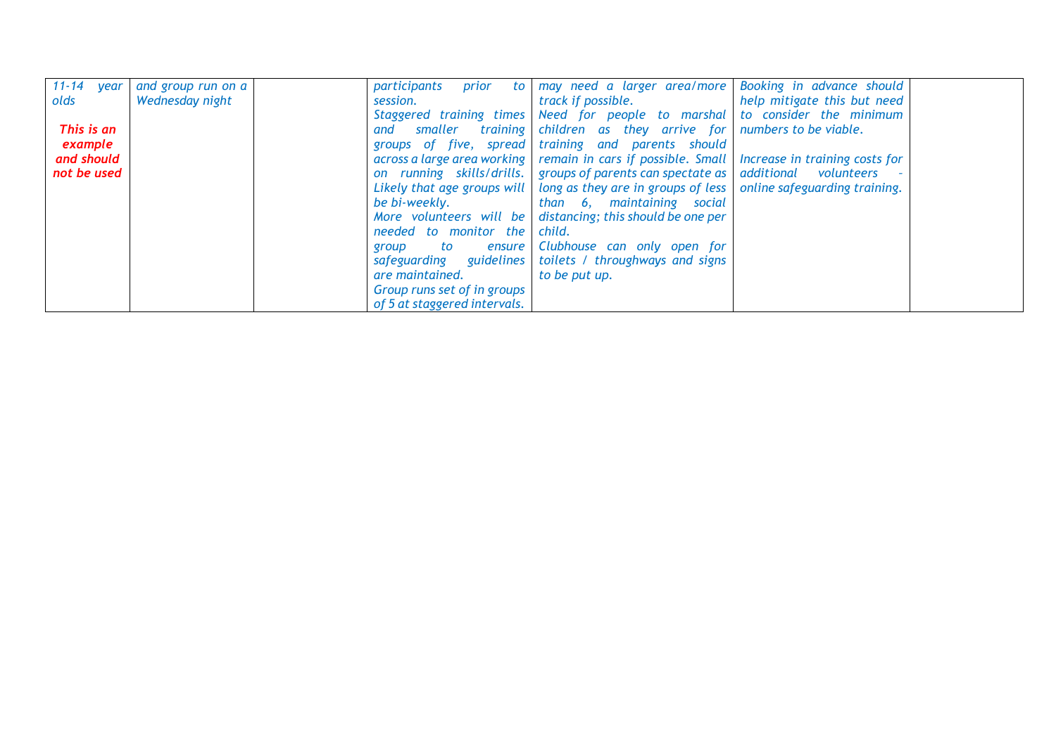| | | | | | | |
|---|---|---|---|---|---|---|
| *11-14 year olds*<br><br>**This is an example and should not be used** | *and group run on a Wednesday night* | | *participants prior to session.*<br>*Staggered training times and smaller training groups of five, spread across a large area working on running skills/drills. Likely that age groups will be bi-weekly.*<br>*More volunteers will be needed to monitor the group to ensure safeguarding guidelines are maintained.*<br>*Group runs set of in groups of 5 at staggered intervals.* | *may need a larger area/more track if possible.*<br>*Need for people to marshal children as they arrive for training and parents should remain in cars if possible. Small groups of parents can spectate as long as they are in groups of less than 6, maintaining social distancing; this should be one per child.*<br>*Clubhouse can only open for toilets / throughways and signs to be put up.* | *Booking in advance should help mitigate this but need to consider the minimum numbers to be viable.*<br><br>*Increase in training costs for additional volunteers - online safeguarding training.* | |